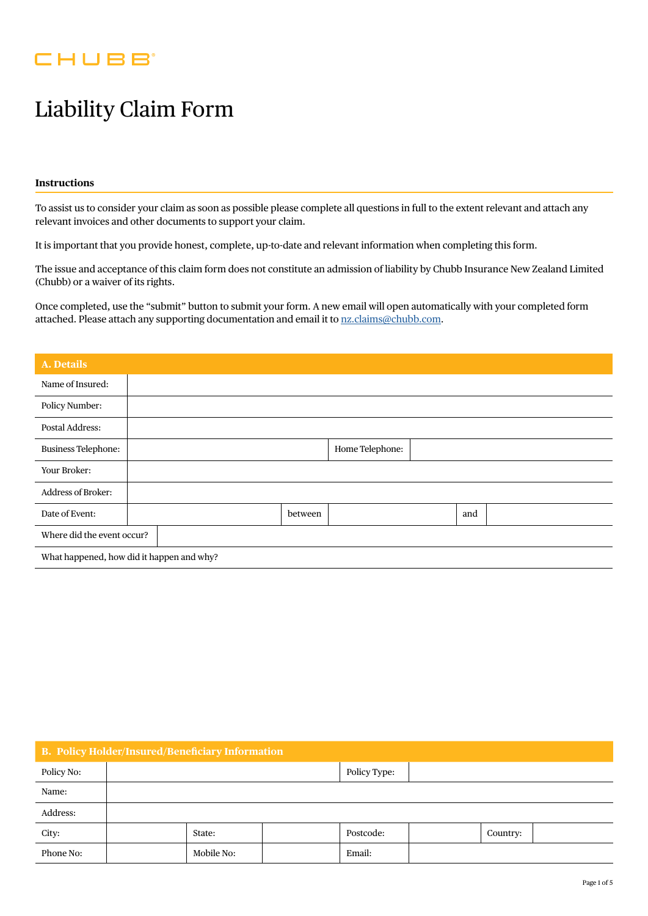CHUBB

# Liability Claim Form

### Instructions

To assist us to consider your claim as soon as possible please complete all questions in full to the extent relevant and attach any relevant invoices and other documents to support your claim.

It is important that you provide honest, complete, up-to-date and relevant information when completing this form.

The issue and acceptance of this claim form does not constitute an admission of liability by Chubb Insurance New Zealand Limited (Chubb) or a waiver of its rights.

Once completed, use the "submit" button to submit your form. A new email will open automatically with your completed form attached. Please attach any supporting documentation and email it to nz.claims@chubb.com.

## A. Details

| | | | | | |
|---|---|---|---|---|---|
| Name of Insured: | | | | | |
| Policy Number: | | | | | |
| Postal Address: | | | | | |
| Business Telephone: | | Home Telephone: | | | |
| Your Broker: | | | | | |
| Address of Broker: | | | | | |
| Date of Event: | | between | | and | |
| Where did the event occur? | | | | | |
| What happened, how did it happen and why? | | | | | |

## B. Policy Holder/Insured/Beneficiary Information

| | | | | | | | |
|---|---|---|---|---|---|---|---|
| Policy No: | | | | Policy Type: | | | |
| Name: | | | | | | | |
| Address: | | | | | | | |
| City: | | State: | | Postcode: | | Country: | |
| Phone No: | | Mobile No: | | Email: | | | |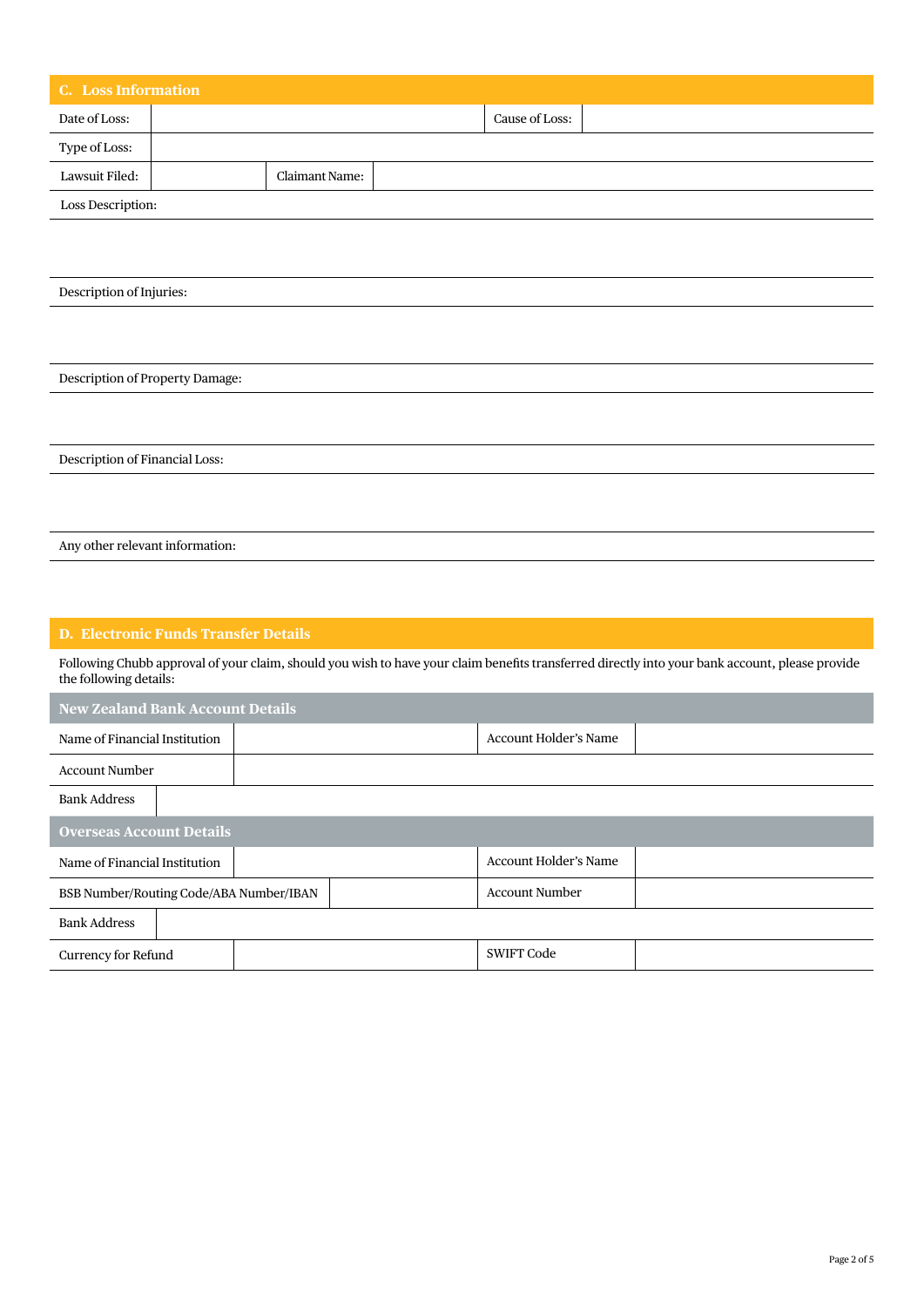## C. Loss Information

| Date of Loss: | | Cause of Loss: | |
|---|---|---|---|
| Type of Loss: | | | |
| Lawsuit Filed: | | Claimant Name: | |

Loss Description:

Description of Injuries:

Description of Property Damage:

Description of Financial Loss:

Any other relevant information:

## D. Electronic Funds Transfer Details

Following Chubb approval of your claim, should you wish to have your claim benefits transferred directly into your bank account, please provide the following details:

### New Zealand Bank Account Details

| Name of Financial Institution | | Account Holder's Name | |
|---|---|---|---|
| Account Number | | | |
| Bank Address | | | |

### Overseas Account Details

| Name of Financial Institution | | Account Holder's Name | |
|---|---|---|---|
| BSB Number/Routing Code/ABA Number/IBAN | | Account Number | |
| Bank Address | | | |
| Currency for Refund | | SWIFT Code | |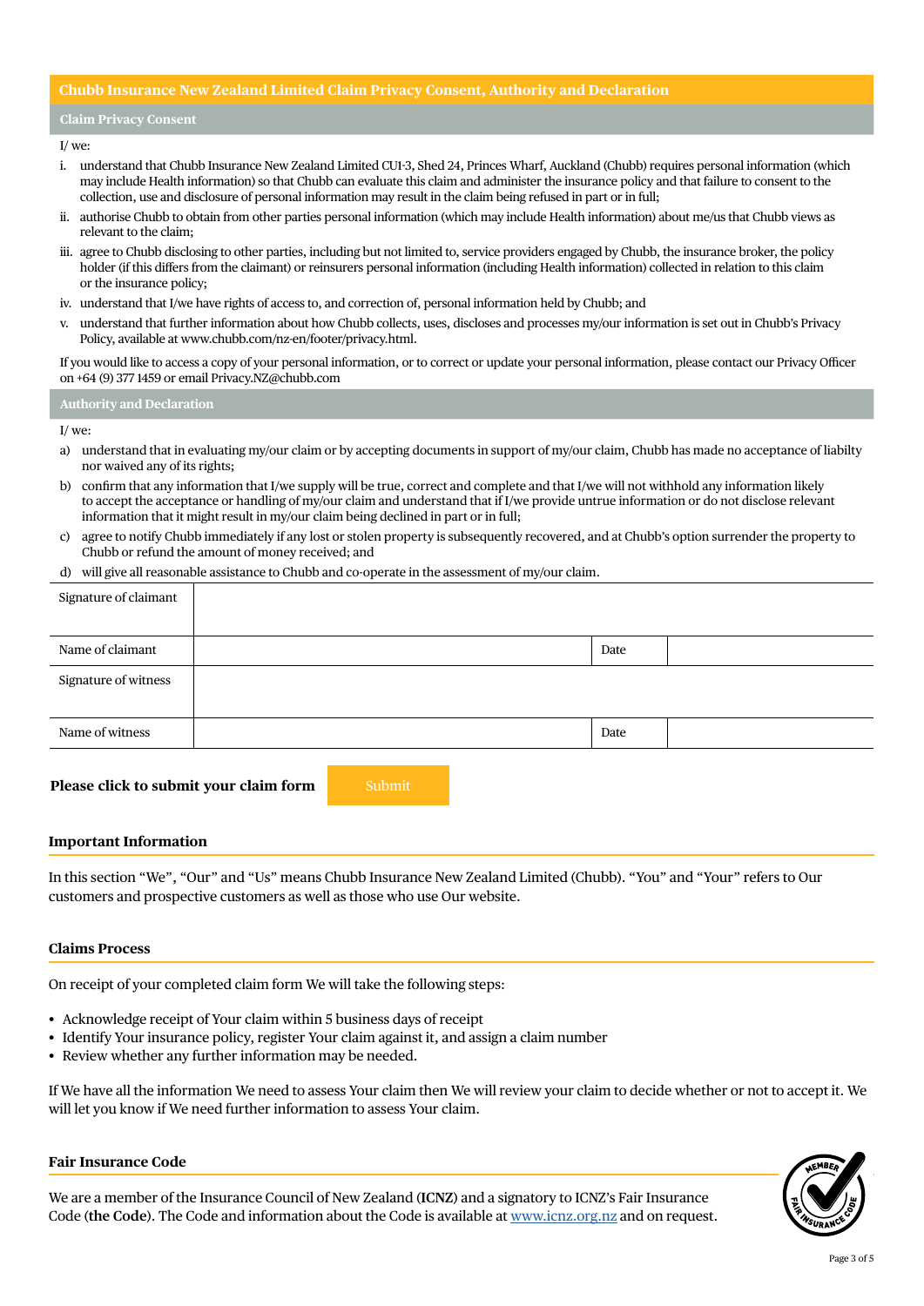## Chubb Insurance New Zealand Limited Claim Privacy Consent, Authority and Declaration

### Claim Privacy Consent

I/ we:

i. understand that Chubb Insurance New Zealand Limited CU1-3, Shed 24, Princes Wharf, Auckland (Chubb) requires personal information (which may include Health information) so that Chubb can evaluate this claim and administer the insurance policy and that failure to consent to the collection, use and disclosure of personal information may result in the claim being refused in part or in full;

ii. authorise Chubb to obtain from other parties personal information (which may include Health information) about me/us that Chubb views as relevant to the claim;

iii. agree to Chubb disclosing to other parties, including but not limited to, service providers engaged by Chubb, the insurance broker, the policy holder (if this differs from the claimant) or reinsurers personal information (including Health information) collected in relation to this claim or the insurance policy;

iv. understand that I/we have rights of access to, and correction of, personal information held by Chubb; and

v. understand that further information about how Chubb collects, uses, discloses and processes my/our information is set out in Chubb's Privacy Policy, available at www.chubb.com/nz-en/footer/privacy.html.

If you would like to access a copy of your personal information, or to correct or update your personal information, please contact our Privacy Officer on +64 (9) 377 1459 or email Privacy.NZ@chubb.com

### Authority and Declaration

I/ we:

a) understand that in evaluating my/our claim or by accepting documents in support of my/our claim, Chubb has made no acceptance of liabilty nor waived any of its rights;

b) confirm that any information that I/we supply will be true, correct and complete and that I/we will not withhold any information likely to accept the acceptance or handling of my/our claim and understand that if I/we provide untrue information or do not disclose relevant information that it might result in my/our claim being declined in part or in full;

c) agree to notify Chubb immediately if any lost or stolen property is subsequently recovered, and at Chubb's option surrender the property to Chubb or refund the amount of money received; and

d) will give all reasonable assistance to Chubb and co-operate in the assessment of my/our claim.

| Signature of claimant | | | |
|---|---|---|---|
| Name of claimant | | Date | |
| Signature of witness | | | |
| Name of witness | | Date | |

**Please click to submit your claim form** Submit

### Important Information

In this section "We", "Our" and "Us" means Chubb Insurance New Zealand Limited (Chubb). "You" and "Your" refers to Our customers and prospective customers as well as those who use Our website.

### Claims Process

On receipt of your completed claim form We will take the following steps:

- Acknowledge receipt of Your claim within 5 business days of receipt
- Identify Your insurance policy, register Your claim against it, and assign a claim number
- Review whether any further information may be needed.

If We have all the information We need to assess Your claim then We will review your claim to decide whether or not to accept it. We will let you know if We need further information to assess Your claim.

### Fair Insurance Code

We are a member of the Insurance Council of New Zealand (**ICNZ**) and a signatory to ICNZ's Fair Insurance Code (**the Code**). The Code and information about the Code is available at www.icnz.org.nz and on request.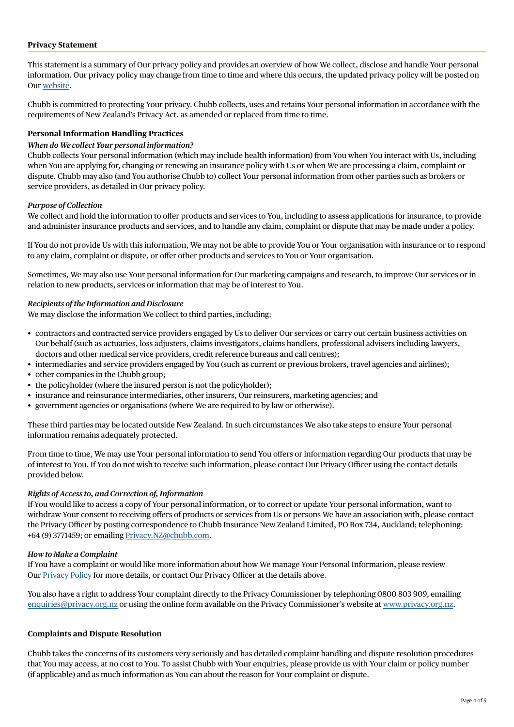## Privacy Statement

This statement is a summary of Our privacy policy and provides an overview of how We collect, disclose and handle Your personal information. Our privacy policy may change from time to time and where this occurs, the updated privacy policy will be posted on Our website.

Chubb is committed to protecting Your privacy. Chubb collects, uses and retains Your personal information in accordance with the requirements of New Zealand's Privacy Act, as amended or replaced from time to time.

### Personal Information Handling Practices

*When do We collect Your personal information?*

Chubb collects Your personal information (which may include health information) from You when You interact with Us, including when You are applying for, changing or renewing an insurance policy with Us or when We are processing a claim, complaint or dispute. Chubb may also (and You authorise Chubb to) collect Your personal information from other parties such as brokers or service providers, as detailed in Our privacy policy.

*Purpose of Collection*

We collect and hold the information to offer products and services to You, including to assess applications for insurance, to provide and administer insurance products and services, and to handle any claim, complaint or dispute that may be made under a policy.

If You do not provide Us with this information, We may not be able to provide You or Your organisation with insurance or to respond to any claim, complaint or dispute, or offer other products and services to You or Your organisation.

Sometimes, We may also use Your personal information for Our marketing campaigns and research, to improve Our services or in relation to new products, services or information that may be of interest to You.

*Recipients of the Information and Disclosure*

We may disclose the information We collect to third parties, including:

- contractors and contracted service providers engaged by Us to deliver Our services or carry out certain business activities on Our behalf (such as actuaries, loss adjusters, claims investigators, claims handlers, professional advisers including lawyers, doctors and other medical service providers, credit reference bureaus and call centres);
- intermediaries and service providers engaged by You (such as current or previous brokers, travel agencies and airlines);
- other companies in the Chubb group;
- the policyholder (where the insured person is not the policyholder);
- insurance and reinsurance intermediaries, other insurers, Our reinsurers, marketing agencies; and
- government agencies or organisations (where We are required to by law or otherwise).

These third parties may be located outside New Zealand. In such circumstances We also take steps to ensure Your personal information remains adequately protected.

From time to time, We may use Your personal information to send You offers or information regarding Our products that may be of interest to You. If You do not wish to receive such information, please contact Our Privacy Officer using the contact details provided below.

*Rights of Access to, and Correction of, Information*

If You would like to access a copy of Your personal information, or to correct or update Your personal information, want to withdraw Your consent to receiving offers of products or services from Us or persons We have an association with, please contact the Privacy Officer by posting correspondence to Chubb Insurance New Zealand Limited, PO Box 734, Auckland; telephoning: +64 (9) 3771459; or emailing Privacy.NZ@chubb.com.

*How to Make a Complaint*

If You have a complaint or would like more information about how We manage Your Personal Information, please review Our Privacy Policy for more details, or contact Our Privacy Officer at the details above.

You also have a right to address Your complaint directly to the Privacy Commissioner by telephoning 0800 803 909, emailing enquiries@privacy.org.nz or using the online form available on the Privacy Commissioner's website at www.privacy.org.nz.

## Complaints and Dispute Resolution

Chubb takes the concerns of its customers very seriously and has detailed complaint handling and dispute resolution procedures that You may access, at no cost to You. To assist Chubb with Your enquiries, please provide us with Your claim or policy number (if applicable) and as much information as You can about the reason for Your complaint or dispute.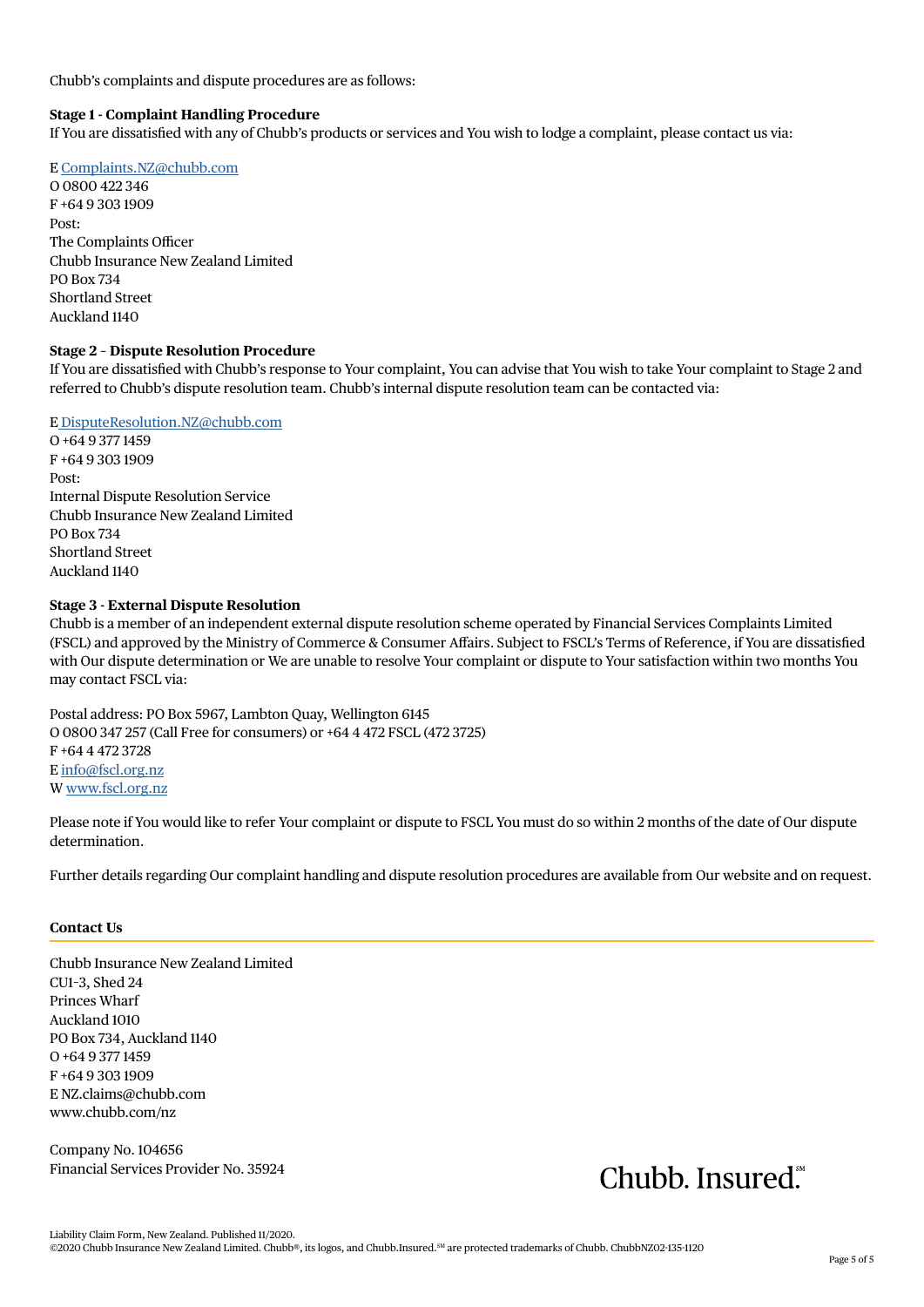Chubb's complaints and dispute procedures are as follows:

**Stage 1 - Complaint Handling Procedure**
If You are dissatisfied with any of Chubb's products or services and You wish to lodge a complaint, please contact us via:

E Complaints.NZ@chubb.com
O 0800 422 346
F +64 9 303 1909
Post:
The Complaints Officer
Chubb Insurance New Zealand Limited
PO Box 734
Shortland Street
Auckland 1140

**Stage 2 – Dispute Resolution Procedure**
If You are dissatisfied with Chubb's response to Your complaint, You can advise that You wish to take Your complaint to Stage 2 and referred to Chubb's dispute resolution team. Chubb's internal dispute resolution team can be contacted via:

E DisputeResolution.NZ@chubb.com
O +64 9 377 1459
F +64 9 303 1909
Post:
Internal Dispute Resolution Service
Chubb Insurance New Zealand Limited
PO Box 734
Shortland Street
Auckland 1140

**Stage 3 - External Dispute Resolution**
Chubb is a member of an independent external dispute resolution scheme operated by Financial Services Complaints Limited (FSCL) and approved by the Ministry of Commerce & Consumer Affairs. Subject to FSCL's Terms of Reference, if You are dissatisfied with Our dispute determination or We are unable to resolve Your complaint or dispute to Your satisfaction within two months You may contact FSCL via:

Postal address: PO Box 5967, Lambton Quay, Wellington 6145
O 0800 347 257 (Call Free for consumers) or +64 4 472 FSCL (472 3725)
F +64 4 472 3728
E info@fscl.org.nz
W www.fscl.org.nz

Please note if You would like to refer Your complaint or dispute to FSCL You must do so within 2 months of the date of Our dispute determination.

Further details regarding Our complaint handling and dispute resolution procedures are available from Our website and on request.

## Contact Us

Chubb Insurance New Zealand Limited
CU1-3, Shed 24
Princes Wharf
Auckland 1010
PO Box 734, Auckland 1140
O +64 9 377 1459
F +64 9 303 1909
E NZ.claims@chubb.com
www.chubb.com/nz

Company No. 104656
Financial Services Provider No. 35924

Chubb. Insured.℠

Liability Claim Form, New Zealand. Published 11/2020.
©2020 Chubb Insurance New Zealand Limited. Chubb®, its logos, and Chubb.Insured.℠ are protected trademarks of Chubb. ChubbNZ02-135-1120